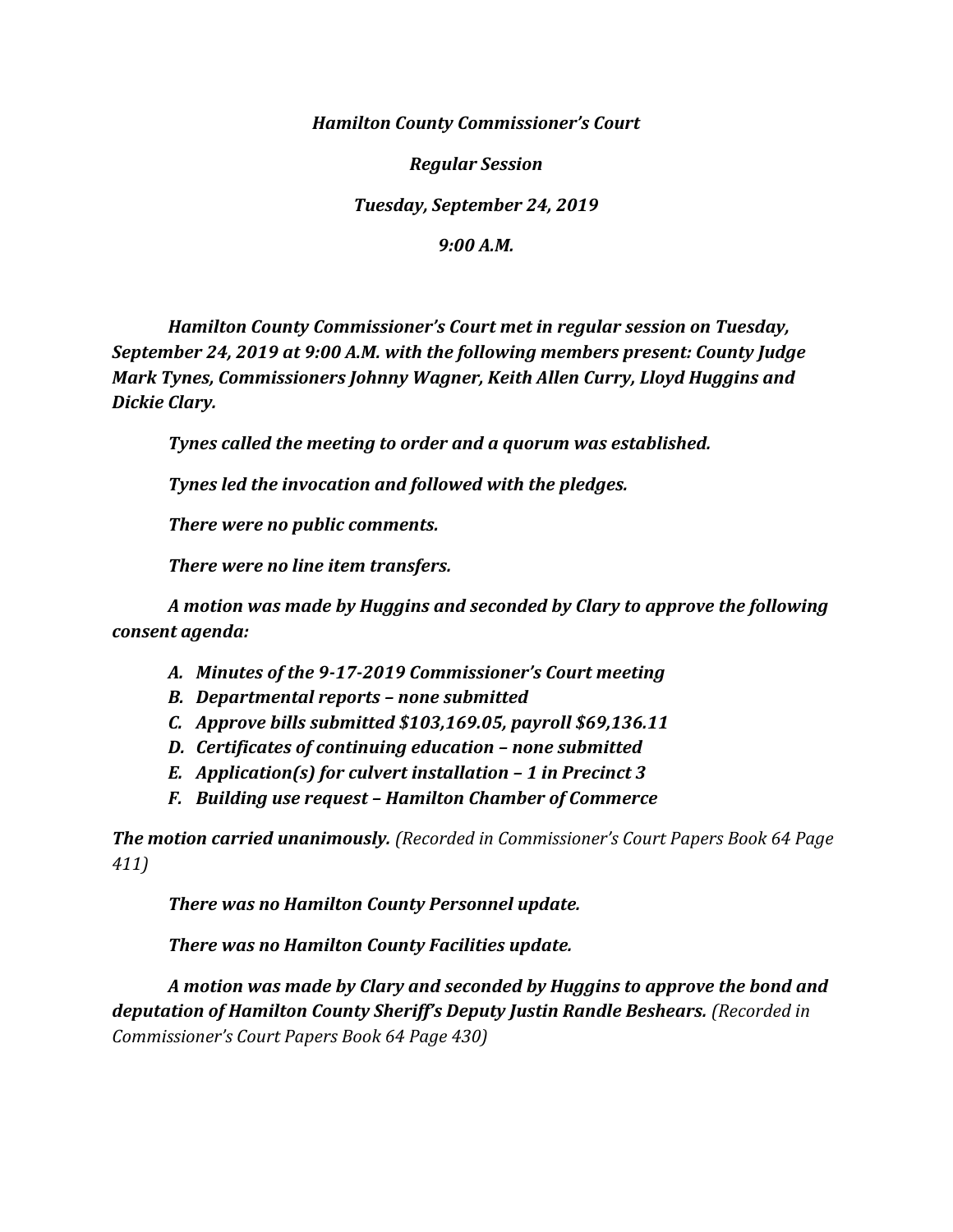***Hamilton County Commissioner's Court***

***Regular Session***

***Tuesday, September 24, 2019***

***9:00 A.M.***

***Hamilton County Commissioner's Court met in regular session on Tuesday, September 24, 2019 at 9:00 A.M. with the following members present: County Judge Mark Tynes, Commissioners Johnny Wagner, Keith Allen Curry, Lloyd Huggins and Dickie Clary.***

***Tynes called the meeting to order and a quorum was established.***

***Tynes led the invocation and followed with the pledges.***

***There were no public comments.***

***There were no line item transfers.***

***A motion was made by Huggins and seconded by Clary to approve the following consent agenda:***

- ***A. Minutes of the 9-17-2019 Commissioner's Court meeting***
- ***B. Departmental reports – none submitted***
- ***C. Approve bills submitted $103,169.05, payroll $69,136.11***
- ***D. Certificates of continuing education – none submitted***
- ***E. Application(s) for culvert installation – 1 in Precinct 3***
- ***F. Building use request – Hamilton Chamber of Commerce***

***The motion carried unanimously.*** *(Recorded in Commissioner's Court Papers Book 64 Page 411)*

***There was no Hamilton County Personnel update.***

***There was no Hamilton County Facilities update.***

***A motion was made by Clary and seconded by Huggins to approve the bond and deputation of Hamilton County Sheriff's Deputy Justin Randle Beshears.*** *(Recorded in Commissioner's Court Papers Book 64 Page 430)*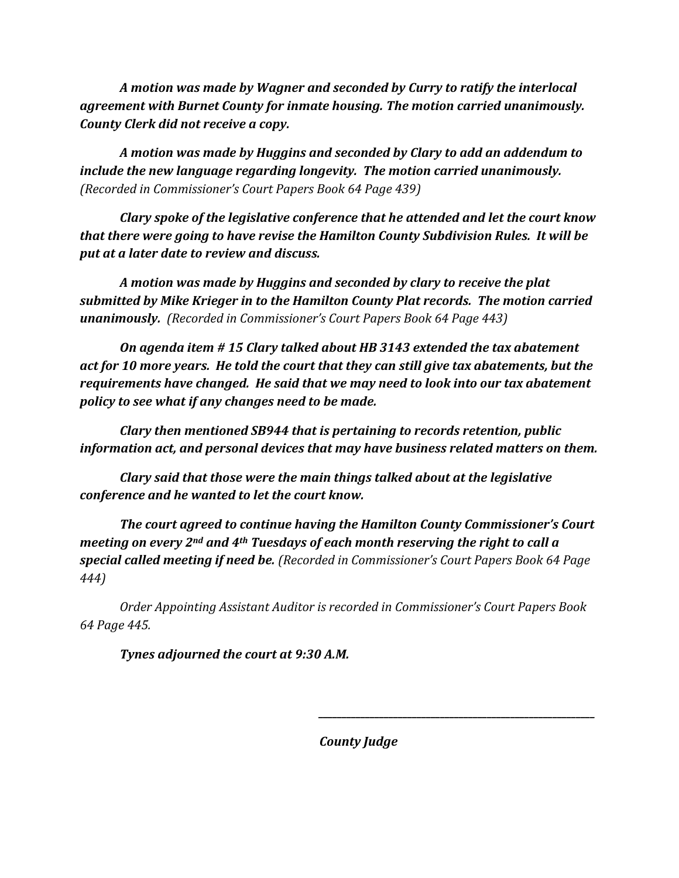***A motion was made by Wagner and seconded by Curry to ratify the interlocal agreement with Burnet County for inmate housing. The motion carried unanimously. County Clerk did not receive a copy.***

***A motion was made by Huggins and seconded by Clary to add an addendum to include the new language regarding longevity. The motion carried unanimously.*** *(Recorded in Commissioner's Court Papers Book 64 Page 439)*

***Clary spoke of the legislative conference that he attended and let the court know that there were going to have revise the Hamilton County Subdivision Rules. It will be put at a later date to review and discuss.***

***A motion was made by Huggins and seconded by clary to receive the plat submitted by Mike Krieger in to the Hamilton County Plat records. The motion carried unanimously.*** *(Recorded in Commissioner's Court Papers Book 64 Page 443)*

***On agenda item # 15 Clary talked about HB 3143 extended the tax abatement act for 10 more years. He told the court that they can still give tax abatements, but the requirements have changed. He said that we may need to look into our tax abatement policy to see what if any changes need to be made.***

***Clary then mentioned SB944 that is pertaining to records retention, public information act, and personal devices that may have business related matters on them.***

***Clary said that those were the main things talked about at the legislative conference and he wanted to let the court know.***

***The court agreed to continue having the Hamilton County Commissioner's Court meeting on every 2nd and 4th Tuesdays of each month reserving the right to call a special called meeting if need be.*** *(Recorded in Commissioner's Court Papers Book 64 Page 444)*

*Order Appointing Assistant Auditor is recorded in Commissioner's Court Papers Book 64 Page 445.*

***Tynes adjourned the court at 9:30 A.M.***

\_\_\_\_\_\_\_\_\_\_\_\_\_\_\_\_\_\_\_\_\_\_\_\_\_\_\_\_\_\_\_\_\_\_\_\_

***County Judge***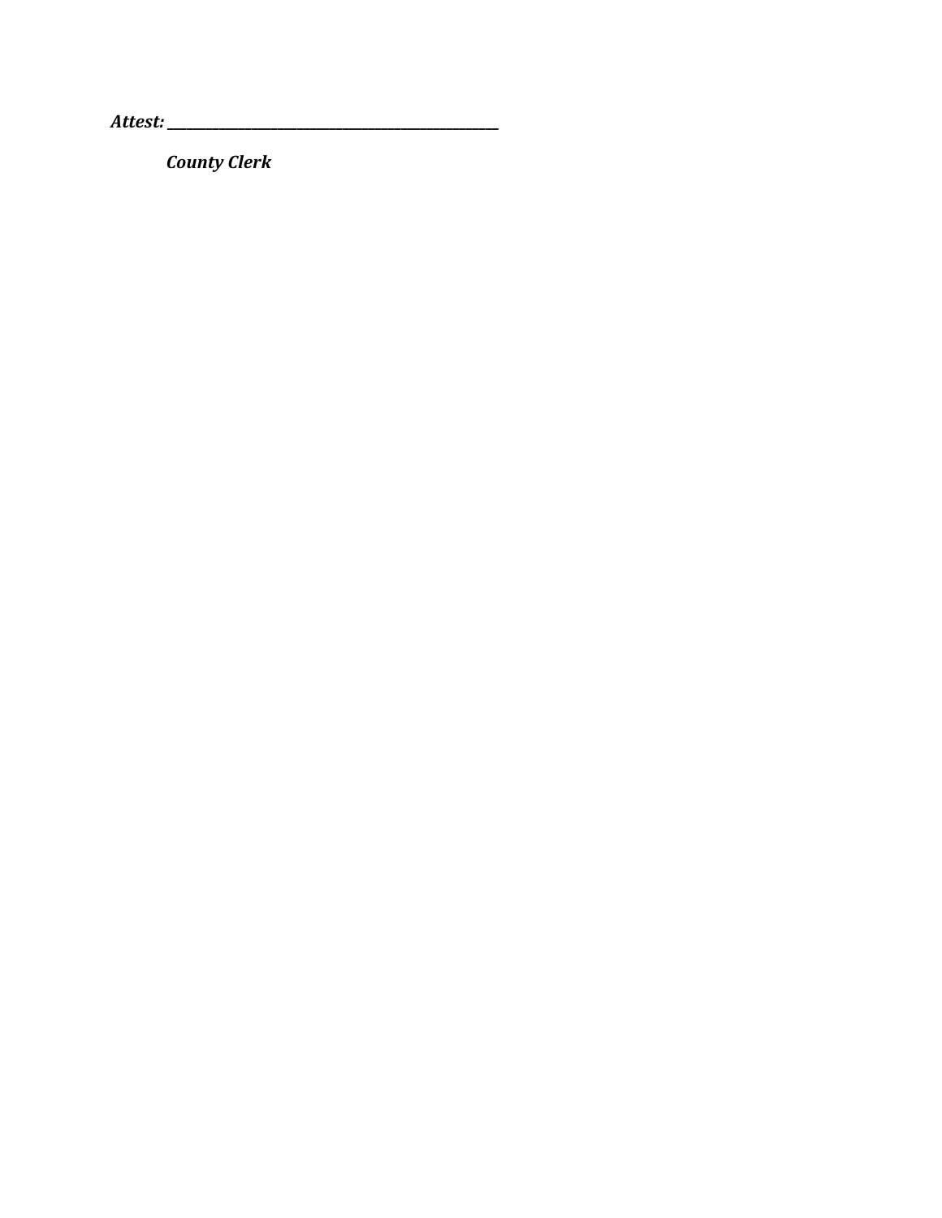***Attest: \_\_\_\_\_\_\_\_\_\_\_\_\_\_\_\_\_\_\_\_\_\_\_\_\_\_\_\_\_\_\_\_\_\_\_\_\_\_\_\_\_\_\_\_\_\_\_\_***

***County Clerk***